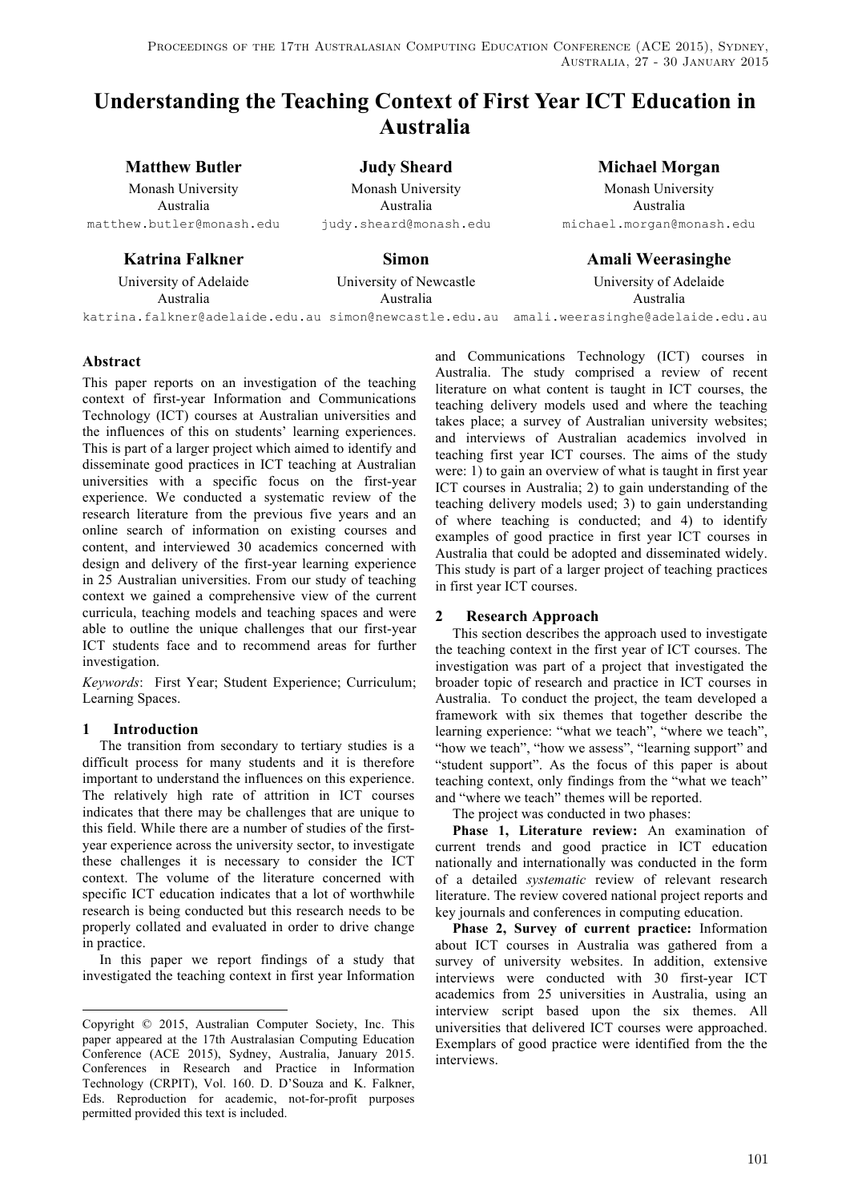# Understanding the Teaching Context of First Year ICT Education in Australia

**Matthew Butler**
Monash University
Australia
matthew.butler@monash.edu

**Judy Sheard**
Monash University
Australia
judy.sheard@monash.edu

**Michael Morgan**
Monash University
Australia
michael.morgan@monash.edu

**Katrina Falkner**
University of Adelaide
Australia
katrina.falkner@adelaide.edu.au

**Simon**
University of Newcastle
Australia
simon@newcastle.edu.au

**Amali Weerasinghe**
University of Adelaide
Australia
amali.weerasinghe@adelaide.edu.au

## Abstract

This paper reports on an investigation of the teaching context of first-year Information and Communications Technology (ICT) courses at Australian universities and the influences of this on students' learning experiences. This is part of a larger project which aimed to identify and disseminate good practices in ICT teaching at Australian universities with a specific focus on the first-year experience. We conducted a systematic review of the research literature from the previous five years and an online search of information on existing courses and content, and interviewed 30 academics concerned with design and delivery of the first-year learning experience in 25 Australian universities. From our study of teaching context we gained a comprehensive view of the current curricula, teaching models and teaching spaces and were able to outline the unique challenges that our first-year ICT students face and to recommend areas for further investigation.

*Keywords*: First Year; Student Experience; Curriculum; Learning Spaces.

## 1 Introduction

The transition from secondary to tertiary studies is a difficult process for many students and it is therefore important to understand the influences on this experience. The relatively high rate of attrition in ICT courses indicates that there may be challenges that are unique to this field. While there are a number of studies of the first-year experience across the university sector, to investigate these challenges it is necessary to consider the ICT context. The volume of the literature concerned with specific ICT education indicates that a lot of worthwhile research is being conducted but this research needs to be properly collated and evaluated in order to drive change in practice.

In this paper we report findings of a study that investigated the teaching context in first year Information and Communications Technology (ICT) courses in Australia. The study comprised a review of recent literature on what content is taught in ICT courses, the teaching delivery models used and where the teaching takes place; a survey of Australian university websites; and interviews of Australian academics involved in teaching first year ICT courses. The aims of the study were: 1) to gain an overview of what is taught in first year ICT courses in Australia; 2) to gain understanding of the teaching delivery models used; 3) to gain understanding of where teaching is conducted; and 4) to identify examples of good practice in first year ICT courses in Australia that could be adopted and disseminated widely. This study is part of a larger project of teaching practices in first year ICT courses.

## 2 Research Approach

This section describes the approach used to investigate the teaching context in the first year of ICT courses. The investigation was part of a project that investigated the broader topic of research and practice in ICT courses in Australia. To conduct the project, the team developed a framework with six themes that together describe the learning experience: "what we teach", "where we teach", "how we teach", "how we assess", "learning support" and "student support". As the focus of this paper is about teaching context, only findings from the "what we teach" and "where we teach" themes will be reported.

The project was conducted in two phases:

**Phase 1, Literature review:** An examination of current trends and good practice in ICT education nationally and internationally was conducted in the form of a detailed *systematic* review of relevant research literature. The review covered national project reports and key journals and conferences in computing education.

**Phase 2, Survey of current practice:** Information about ICT courses in Australia was gathered from a survey of university websites. In addition, extensive interviews were conducted with 30 first-year ICT academics from 25 universities in Australia, using an interview script based upon the six themes. All universities that delivered ICT courses were approached. Exemplars of good practice were identified from the the interviews.

---

Copyright © 2015, Australian Computer Society, Inc. This paper appeared at the 17th Australasian Computing Education Conference (ACE 2015), Sydney, Australia, January 2015. Conferences in Research and Practice in Information Technology (CRPIT), Vol. 160. D. D'Souza and K. Falkner, Eds. Reproduction for academic, not-for-profit purposes permitted provided this text is included.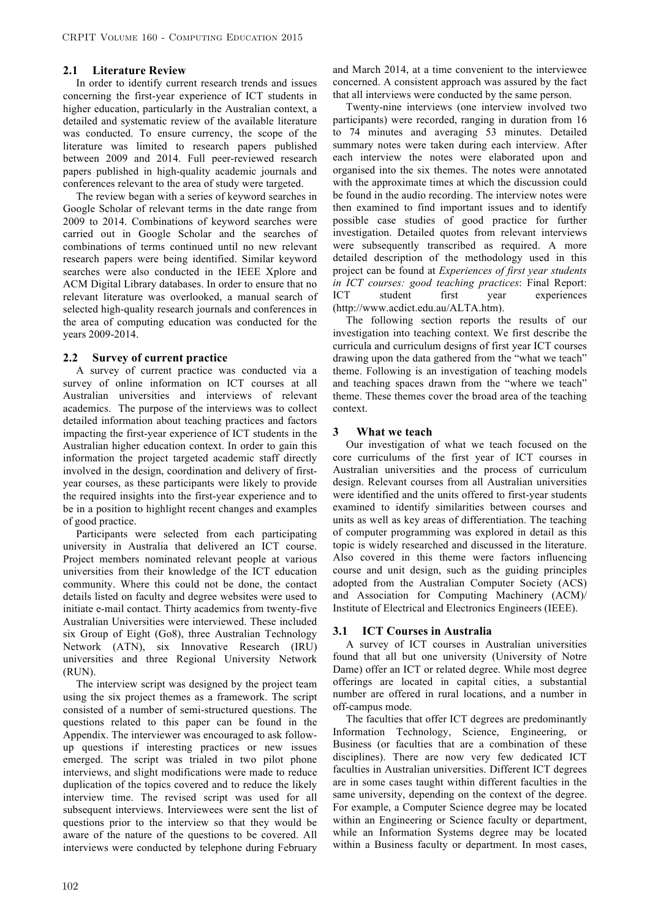## 2.1 Literature Review

In order to identify current research trends and issues concerning the first-year experience of ICT students in higher education, particularly in the Australian context, a detailed and systematic review of the available literature was conducted. To ensure currency, the scope of the literature was limited to research papers published between 2009 and 2014. Full peer-reviewed research papers published in high-quality academic journals and conferences relevant to the area of study were targeted.

The review began with a series of keyword searches in Google Scholar of relevant terms in the date range from 2009 to 2014. Combinations of keyword searches were carried out in Google Scholar and the searches of combinations of terms continued until no new relevant research papers were being identified. Similar keyword searches were also conducted in the IEEE Xplore and ACM Digital Library databases. In order to ensure that no relevant literature was overlooked, a manual search of selected high-quality research journals and conferences in the area of computing education was conducted for the years 2009-2014.

## 2.2 Survey of current practice

A survey of current practice was conducted via a survey of online information on ICT courses at all Australian universities and interviews of relevant academics. The purpose of the interviews was to collect detailed information about teaching practices and factors impacting the first-year experience of ICT students in the Australian higher education context. In order to gain this information the project targeted academic staff directly involved in the design, coordination and delivery of first-year courses, as these participants were likely to provide the required insights into the first-year experience and to be in a position to highlight recent changes and examples of good practice.

Participants were selected from each participating university in Australia that delivered an ICT course. Project members nominated relevant people at various universities from their knowledge of the ICT education community. Where this could not be done, the contact details listed on faculty and degree websites were used to initiate e-mail contact. Thirty academics from twenty-five Australian Universities were interviewed. These included six Group of Eight (Go8), three Australian Technology Network (ATN), six Innovative Research (IRU) universities and three Regional University Network (RUN).

The interview script was designed by the project team using the six project themes as a framework. The script consisted of a number of semi-structured questions. The questions related to this paper can be found in the Appendix. The interviewer was encouraged to ask follow-up questions if interesting practices or new issues emerged. The script was trialed in two pilot phone interviews, and slight modifications were made to reduce duplication of the topics covered and to reduce the likely interview time. The revised script was used for all subsequent interviews. Interviewees were sent the list of questions prior to the interview so that they would be aware of the nature of the questions to be covered. All interviews were conducted by telephone during February and March 2014, at a time convenient to the interviewee concerned. A consistent approach was assured by the fact that all interviews were conducted by the same person.

Twenty-nine interviews (one interview involved two participants) were recorded, ranging in duration from 16 to 74 minutes and averaging 53 minutes. Detailed summary notes were taken during each interview. After each interview the notes were elaborated upon and organised into the six themes. The notes were annotated with the approximate times at which the discussion could be found in the audio recording. The interview notes were then examined to find important issues and to identify possible case studies of good practice for further investigation. Detailed quotes from relevant interviews were subsequently transcribed as required. A more detailed description of the methodology used in this project can be found at *Experiences of first year students in ICT courses: good teaching practices*: Final Report: ICT student first year experiences (http://www.acdict.edu.au/ALTA.htm).

The following section reports the results of our investigation into teaching context. We first describe the curricula and curriculum designs of first year ICT courses drawing upon the data gathered from the "what we teach" theme. Following is an investigation of teaching models and teaching spaces drawn from the "where we teach" theme. These themes cover the broad area of the teaching context.

# 3 What we teach

Our investigation of what we teach focused on the core curriculums of the first year of ICT courses in Australian universities and the process of curriculum design. Relevant courses from all Australian universities were identified and the units offered to first-year students examined to identify similarities between courses and units as well as key areas of differentiation. The teaching of computer programming was explored in detail as this topic is widely researched and discussed in the literature. Also covered in this theme were factors influencing course and unit design, such as the guiding principles adopted from the Australian Computer Society (ACS) and Association for Computing Machinery (ACM)/ Institute of Electrical and Electronics Engineers (IEEE).

## 3.1 ICT Courses in Australia

A survey of ICT courses in Australian universities found that all but one university (University of Notre Dame) offer an ICT or related degree. While most degree offerings are located in capital cities, a substantial number are offered in rural locations, and a number in off-campus mode.

The faculties that offer ICT degrees are predominantly Information Technology, Science, Engineering, or Business (or faculties that are a combination of these disciplines). There are now very few dedicated ICT faculties in Australian universities. Different ICT degrees are in some cases taught within different faculties in the same university, depending on the context of the degree. For example, a Computer Science degree may be located within an Engineering or Science faculty or department, while an Information Systems degree may be located within a Business faculty or department. In most cases,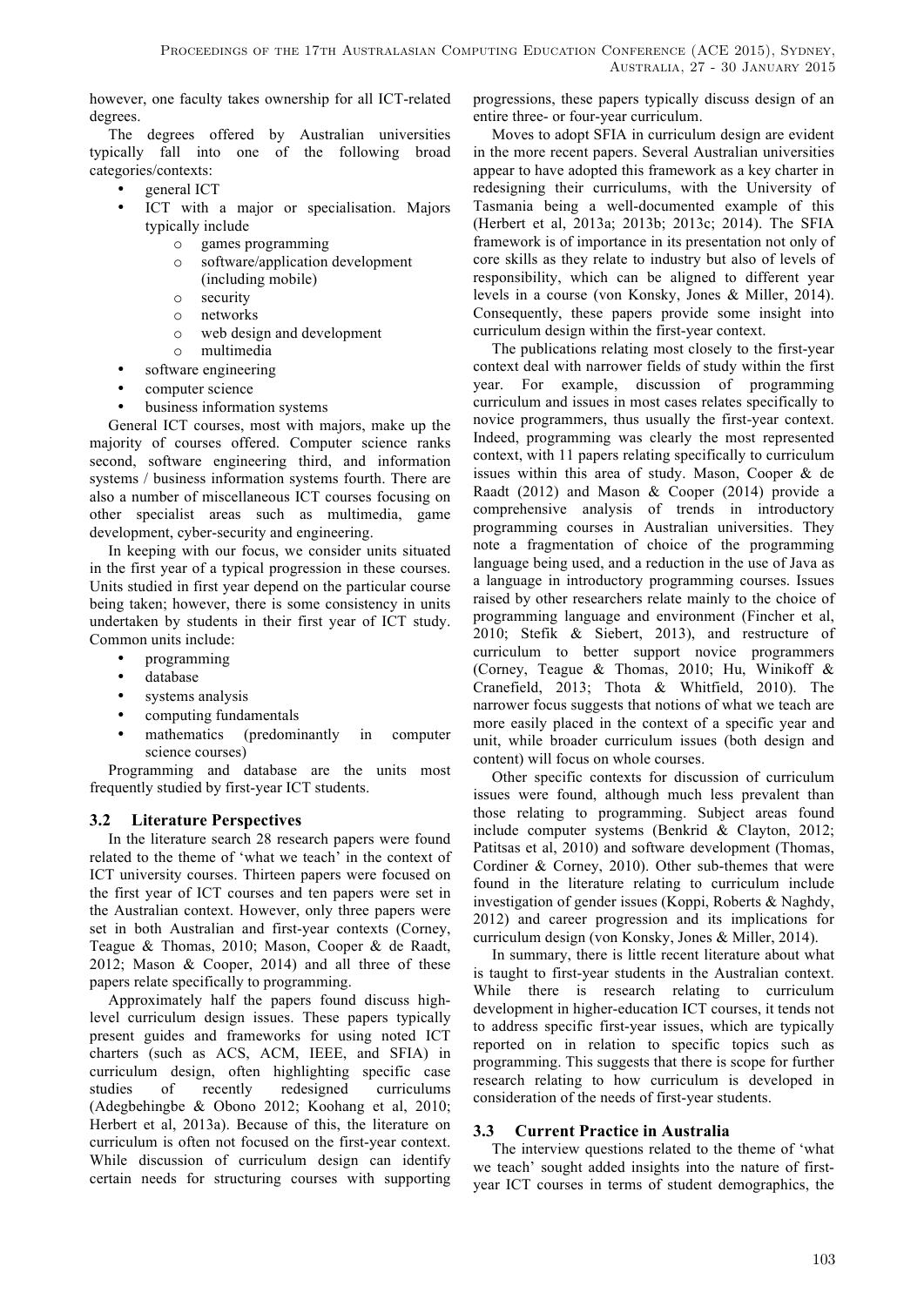however, one faculty takes ownership for all ICT-related degrees.

The degrees offered by Australian universities typically fall into one of the following broad categories/contexts:

- general ICT
- ICT with a major or specialisation. Majors typically include
    - games programming
    - software/application development (including mobile)
    - security
    - networks
    - web design and development
    - multimedia
- software engineering
- computer science
- business information systems

General ICT courses, most with majors, make up the majority of courses offered. Computer science ranks second, software engineering third, and information systems / business information systems fourth. There are also a number of miscellaneous ICT courses focusing on other specialist areas such as multimedia, game development, cyber-security and engineering.

In keeping with our focus, we consider units situated in the first year of a typical progression in these courses. Units studied in first year depend on the particular course being taken; however, there is some consistency in units undertaken by students in their first year of ICT study. Common units include:

- programming
- database
- systems analysis
- computing fundamentals
- mathematics (predominantly in computer science courses)

Programming and database are the units most frequently studied by first-year ICT students.

### 3.2 Literature Perspectives

In the literature search 28 research papers were found related to the theme of 'what we teach' in the context of ICT university courses. Thirteen papers were focused on the first year of ICT courses and ten papers were set in the Australian context. However, only three papers were set in both Australian and first-year contexts (Corney, Teague & Thomas, 2010; Mason, Cooper & de Raadt, 2012; Mason & Cooper, 2014) and all three of these papers relate specifically to programming.

Approximately half the papers found discuss high-level curriculum design issues. These papers typically present guides and frameworks for using noted ICT charters (such as ACS, ACM, IEEE, and SFIA) in curriculum design, often highlighting specific case studies of recently redesigned curriculums (Adegbehingbe & Obono 2012; Koohang et al, 2010; Herbert et al, 2013a). Because of this, the literature on curriculum is often not focused on the first-year context. While discussion of curriculum design can identify certain needs for structuring courses with supporting progressions, these papers typically discuss design of an entire three- or four-year curriculum.

Moves to adopt SFIA in curriculum design are evident in the more recent papers. Several Australian universities appear to have adopted this framework as a key charter in redesigning their curriculums, with the University of Tasmania being a well-documented example of this (Herbert et al, 2013a; 2013b; 2013c; 2014). The SFIA framework is of importance in its presentation not only of core skills as they relate to industry but also of levels of responsibility, which can be aligned to different year levels in a course (von Konsky, Jones & Miller, 2014). Consequently, these papers provide some insight into curriculum design within the first-year context.

The publications relating most closely to the first-year context deal with narrower fields of study within the first year. For example, discussion of programming curriculum and issues in most cases relates specifically to novice programmers, thus usually the first-year context. Indeed, programming was clearly the most represented context, with 11 papers relating specifically to curriculum issues within this area of study. Mason, Cooper & de Raadt (2012) and Mason & Cooper (2014) provide a comprehensive analysis of trends in introductory programming courses in Australian universities. They note a fragmentation of choice of the programming language being used, and a reduction in the use of Java as a language in introductory programming courses. Issues raised by other researchers relate mainly to the choice of programming language and environment (Fincher et al, 2010; Stefik & Siebert, 2013), and restructure of curriculum to better support novice programmers (Corney, Teague & Thomas, 2010; Hu, Winikoff & Cranefield, 2013; Thota & Whitfield, 2010). The narrower focus suggests that notions of what we teach are more easily placed in the context of a specific year and unit, while broader curriculum issues (both design and content) will focus on whole courses.

Other specific contexts for discussion of curriculum issues were found, although much less prevalent than those relating to programming. Subject areas found include computer systems (Benkrid & Clayton, 2012; Patitsas et al, 2010) and software development (Thomas, Cordiner & Corney, 2010). Other sub-themes that were found in the literature relating to curriculum include investigation of gender issues (Koppi, Roberts & Naghdy, 2012) and career progression and its implications for curriculum design (von Konsky, Jones & Miller, 2014).

In summary, there is little recent literature about what is taught to first-year students in the Australian context. While there is research relating to curriculum development in higher-education ICT courses, it tends not to address specific first-year issues, which are typically reported on in relation to specific topics such as programming. This suggests that there is scope for further research relating to how curriculum is developed in consideration of the needs of first-year students.

### 3.3 Current Practice in Australia

The interview questions related to the theme of 'what we teach' sought added insights into the nature of first-year ICT courses in terms of student demographics, the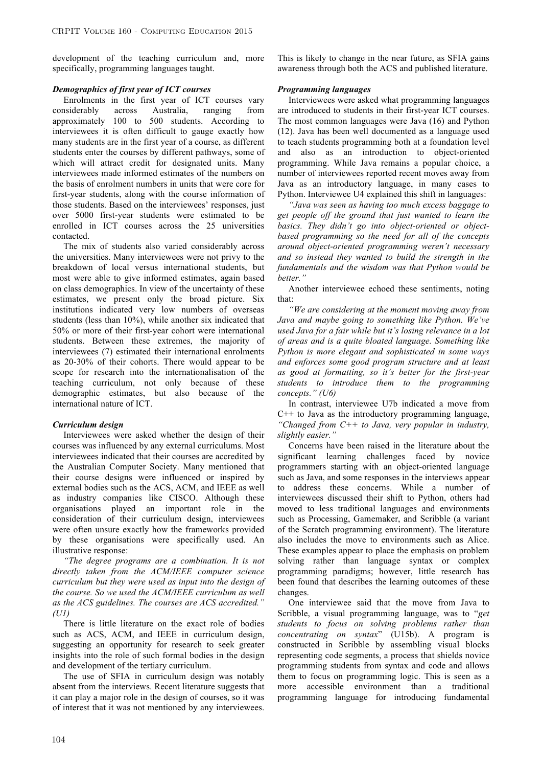development of the teaching curriculum and, more specifically, programming languages taught.

***Demographics of first year of ICT courses***

Enrolments in the first year of ICT courses vary considerably across Australia, ranging from approximately 100 to 500 students. According to interviewees it is often difficult to gauge exactly how many students are in the first year of a course, as different students enter the courses by different pathways, some of which will attract credit for designated units. Many interviewees made informed estimates of the numbers on the basis of enrolment numbers in units that were core for first-year students, along with the course information of those students. Based on the interviewees' responses, just over 5000 first-year students were estimated to be enrolled in ICT courses across the 25 universities contacted.

The mix of students also varied considerably across the universities. Many interviewees were not privy to the breakdown of local versus international students, but most were able to give informed estimates, again based on class demographics. In view of the uncertainty of these estimates, we present only the broad picture. Six institutions indicated very low numbers of overseas students (less than 10%), while another six indicated that 50% or more of their first-year cohort were international students. Between these extremes, the majority of interviewees (7) estimated their international enrolments as 20-30% of their cohorts. There would appear to be scope for research into the internationalisation of the teaching curriculum, not only because of these demographic estimates, but also because of the international nature of ICT.

***Curriculum design***

Interviewees were asked whether the design of their courses was influenced by any external curriculums. Most interviewees indicated that their courses are accredited by the Australian Computer Society. Many mentioned that their course designs were influenced or inspired by external bodies such as the ACS, ACM, and IEEE as well as industry companies like CISCO. Although these organisations played an important role in the consideration of their curriculum design, interviewees were often unsure exactly how the frameworks provided by these organisations were specifically used. An illustrative response:

*"The degree programs are a combination. It is not directly taken from the ACM/IEEE computer science curriculum but they were used as input into the design of the course. So we used the ACM/IEEE curriculum as well as the ACS guidelines. The courses are ACS accredited." (U1)*

There is little literature on the exact role of bodies such as ACS, ACM, and IEEE in curriculum design, suggesting an opportunity for research to seek greater insights into the role of such formal bodies in the design and development of the tertiary curriculum.

The use of SFIA in curriculum design was notably absent from the interviews. Recent literature suggests that it can play a major role in the design of courses, so it was of interest that it was not mentioned by any interviewees. This is likely to change in the near future, as SFIA gains awareness through both the ACS and published literature.

***Programming languages***

Interviewees were asked what programming languages are introduced to students in their first-year ICT courses. The most common languages were Java (16) and Python (12). Java has been well documented as a language used to teach students programming both at a foundation level and also as an introduction to object-oriented programming. While Java remains a popular choice, a number of interviewees reported recent moves away from Java as an introductory language, in many cases to Python. Interviewee U4 explained this shift in languages:

*"Java was seen as having too much excess baggage to get people off the ground that just wanted to learn the basics. They didn't go into object-oriented or object-based programming so the need for all of the concepts around object-oriented programming weren't necessary and so instead they wanted to build the strength in the fundamentals and the wisdom was that Python would be better."*

Another interviewee echoed these sentiments, noting that:

*"We are considering at the moment moving away from Java and maybe going to something like Python. We've used Java for a fair while but it's losing relevance in a lot of areas and is a quite bloated language. Something like Python is more elegant and sophisticated in some ways and enforces some good program structure and at least as good at formatting, so it's better for the first-year students to introduce them to the programming concepts." (U6)*

In contrast, interviewee U7b indicated a move from C++ to Java as the introductory programming language, *"Changed from C++ to Java, very popular in industry, slightly easier."*

Concerns have been raised in the literature about the significant learning challenges faced by novice programmers starting with an object-oriented language such as Java, and some responses in the interviews appear to address these concerns. While a number of interviewees discussed their shift to Python, others had moved to less traditional languages and environments such as Processing, Gamemaker, and Scribble (a variant of the Scratch programming environment). The literature also includes the move to environments such as Alice. These examples appear to place the emphasis on problem solving rather than language syntax or complex programming paradigms; however, little research has been found that describes the learning outcomes of these changes.

One interviewee said that the move from Java to Scribble, a visual programming language, was to "*get students to focus on solving problems rather than concentrating on syntax*" (U15b). A program is constructed in Scribble by assembling visual blocks representing code segments, a process that shields novice programming students from syntax and code and allows them to focus on programming logic. This is seen as a more accessible environment than a traditional programming language for introducing fundamental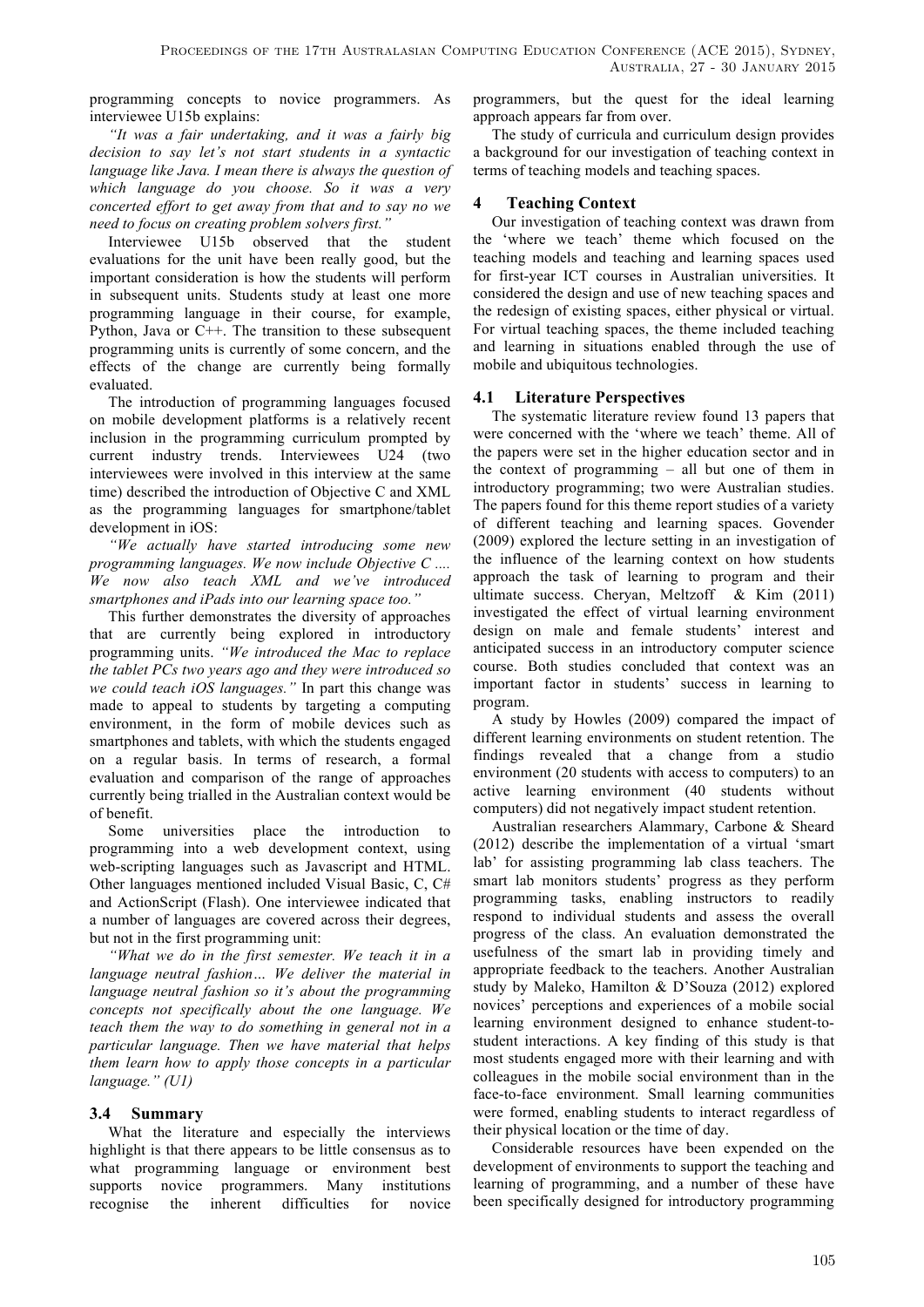programming concepts to novice programmers. As interviewee U15b explains:

*"It was a fair undertaking, and it was a fairly big decision to say let's not start students in a syntactic language like Java. I mean there is always the question of which language do you choose. So it was a very concerted effort to get away from that and to say no we need to focus on creating problem solvers first."*

Interviewee U15b observed that the student evaluations for the unit have been really good, but the important consideration is how the students will perform in subsequent units. Students study at least one more programming language in their course, for example, Python, Java or C++. The transition to these subsequent programming units is currently of some concern, and the effects of the change are currently being formally evaluated.

The introduction of programming languages focused on mobile development platforms is a relatively recent inclusion in the programming curriculum prompted by current industry trends. Interviewees U24 (two interviewees were involved in this interview at the same time) described the introduction of Objective C and XML as the programming languages for smartphone/tablet development in iOS:

*"We actually have started introducing some new programming languages. We now include Objective C .... We now also teach XML and we've introduced smartphones and iPads into our learning space too."*

This further demonstrates the diversity of approaches that are currently being explored in introductory programming units. *"We introduced the Mac to replace the tablet PCs two years ago and they were introduced so we could teach iOS languages."* In part this change was made to appeal to students by targeting a computing environment, in the form of mobile devices such as smartphones and tablets, with which the students engaged on a regular basis. In terms of research, a formal evaluation and comparison of the range of approaches currently being trialled in the Australian context would be of benefit.

Some universities place the introduction to programming into a web development context, using web-scripting languages such as Javascript and HTML. Other languages mentioned included Visual Basic, C, C# and ActionScript (Flash). One interviewee indicated that a number of languages are covered across their degrees, but not in the first programming unit:

*"What we do in the first semester. We teach it in a language neutral fashion… We deliver the material in language neutral fashion so it's about the programming concepts not specifically about the one language. We teach them the way to do something in general not in a particular language. Then we have material that helps them learn how to apply those concepts in a particular language." (U1)*

### 3.4 Summary

What the literature and especially the interviews highlight is that there appears to be little consensus as to what programming language or environment best supports novice programmers. Many institutions recognise the inherent difficulties for novice programmers, but the quest for the ideal learning approach appears far from over.

The study of curricula and curriculum design provides a background for our investigation of teaching context in terms of teaching models and teaching spaces.

## 4 Teaching Context

Our investigation of teaching context was drawn from the 'where we teach' theme which focused on the teaching models and teaching and learning spaces used for first-year ICT courses in Australian universities. It considered the design and use of new teaching spaces and the redesign of existing spaces, either physical or virtual. For virtual teaching spaces, the theme included teaching and learning in situations enabled through the use of mobile and ubiquitous technologies.

### 4.1 Literature Perspectives

The systematic literature review found 13 papers that were concerned with the 'where we teach' theme. All of the papers were set in the higher education sector and in the context of programming – all but one of them in introductory programming; two were Australian studies. The papers found for this theme report studies of a variety of different teaching and learning spaces. Govender (2009) explored the lecture setting in an investigation of the influence of the learning context on how students approach the task of learning to program and their ultimate success. Cheryan, Meltzoff & Kim (2011) investigated the effect of virtual learning environment design on male and female students' interest and anticipated success in an introductory computer science course. Both studies concluded that context was an important factor in students' success in learning to program.

A study by Howles (2009) compared the impact of different learning environments on student retention. The findings revealed that a change from a studio environment (20 students with access to computers) to an active learning environment (40 students without computers) did not negatively impact student retention.

Australian researchers Alammary, Carbone & Sheard (2012) describe the implementation of a virtual 'smart lab' for assisting programming lab class teachers. The smart lab monitors students' progress as they perform programming tasks, enabling instructors to readily respond to individual students and assess the overall progress of the class. An evaluation demonstrated the usefulness of the smart lab in providing timely and appropriate feedback to the teachers. Another Australian study by Maleko, Hamilton & D'Souza (2012) explored novices' perceptions and experiences of a mobile social learning environment designed to enhance student-to-student interactions. A key finding of this study is that most students engaged more with their learning and with colleagues in the mobile social environment than in the face-to-face environment. Small learning communities were formed, enabling students to interact regardless of their physical location or the time of day.

Considerable resources have been expended on the development of environments to support the teaching and learning of programming, and a number of these have been specifically designed for introductory programming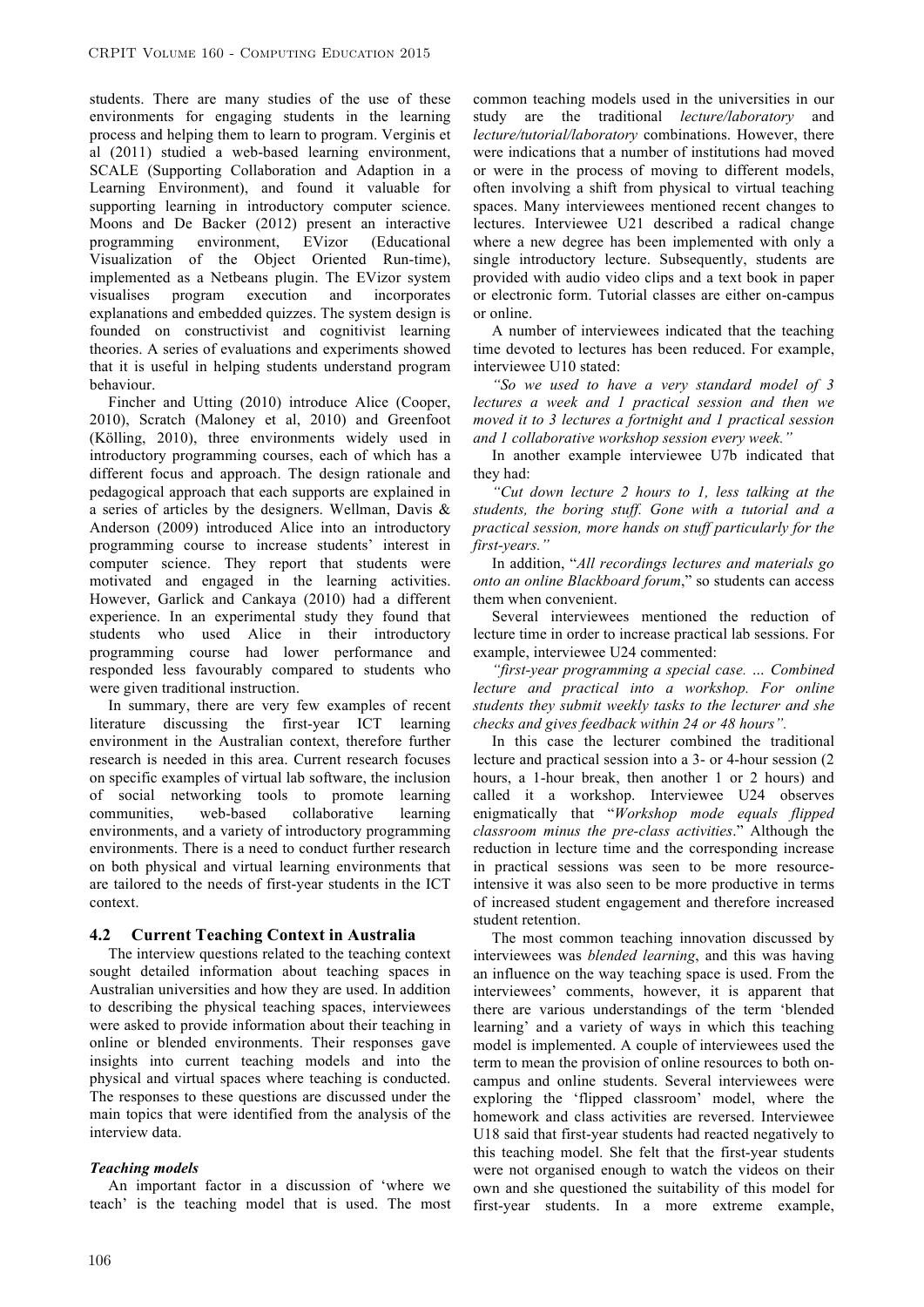students. There are many studies of the use of these environments for engaging students in the learning process and helping them to learn to program. Verginis et al (2011) studied a web-based learning environment, SCALE (Supporting Collaboration and Adaption in a Learning Environment), and found it valuable for supporting learning in introductory computer science. Moons and De Backer (2012) present an interactive programming environment, EVizor (Educational Visualization of the Object Oriented Run-time), implemented as a Netbeans plugin. The EVizor system visualises program execution and incorporates explanations and embedded quizzes. The system design is founded on constructivist and cognitivist learning theories. A series of evaluations and experiments showed that it is useful in helping students understand program behaviour.

Fincher and Utting (2010) introduce Alice (Cooper, 2010), Scratch (Maloney et al, 2010) and Greenfoot (Kölling, 2010), three environments widely used in introductory programming courses, each of which has a different focus and approach. The design rationale and pedagogical approach that each supports are explained in a series of articles by the designers. Wellman, Davis & Anderson (2009) introduced Alice into an introductory programming course to increase students' interest in computer science. They report that students were motivated and engaged in the learning activities. However, Garlick and Cankaya (2010) had a different experience. In an experimental study they found that students who used Alice in their introductory programming course had lower performance and responded less favourably compared to students who were given traditional instruction.

In summary, there are very few examples of recent literature discussing the first-year ICT learning environment in the Australian context, therefore further research is needed in this area. Current research focuses on specific examples of virtual lab software, the inclusion of social networking tools to promote learning communities, web-based collaborative learning environments, and a variety of introductory programming environments. There is a need to conduct further research on both physical and virtual learning environments that are tailored to the needs of first-year students in the ICT context.

### 4.2 Current Teaching Context in Australia

The interview questions related to the teaching context sought detailed information about teaching spaces in Australian universities and how they are used. In addition to describing the physical teaching spaces, interviewees were asked to provide information about their teaching in online or blended environments. Their responses gave insights into current teaching models and into the physical and virtual spaces where teaching is conducted. The responses to these questions are discussed under the main topics that were identified from the analysis of the interview data.

#### *Teaching models*

An important factor in a discussion of 'where we teach' is the teaching model that is used. The most common teaching models used in the universities in our study are the traditional *lecture/laboratory* and *lecture/tutorial/laboratory* combinations. However, there were indications that a number of institutions had moved or were in the process of moving to different models, often involving a shift from physical to virtual teaching spaces. Many interviewees mentioned recent changes to lectures. Interviewee U21 described a radical change where a new degree has been implemented with only a single introductory lecture. Subsequently, students are provided with audio video clips and a text book in paper or electronic form. Tutorial classes are either on-campus or online.

A number of interviewees indicated that the teaching time devoted to lectures has been reduced. For example, interviewee U10 stated:

*"So we used to have a very standard model of 3 lectures a week and 1 practical session and then we moved it to 3 lectures a fortnight and 1 practical session and 1 collaborative workshop session every week."*

In another example interviewee U7b indicated that they had:

*"Cut down lecture 2 hours to 1, less talking at the students, the boring stuff. Gone with a tutorial and a practical session, more hands on stuff particularly for the first-years."*

In addition, "*All recordings lectures and materials go onto an online Blackboard forum*," so students can access them when convenient.

Several interviewees mentioned the reduction of lecture time in order to increase practical lab sessions. For example, interviewee U24 commented:

*"first-year programming a special case. … Combined lecture and practical into a workshop. For online students they submit weekly tasks to the lecturer and she checks and gives feedback within 24 or 48 hours".*

In this case the lecturer combined the traditional lecture and practical session into a 3- or 4-hour session (2 hours, a 1-hour break, then another 1 or 2 hours) and called it a workshop. Interviewee U24 observes enigmatically that "*Workshop mode equals flipped classroom minus the pre-class activities*." Although the reduction in lecture time and the corresponding increase in practical sessions was seen to be more resource-intensive it was also seen to be more productive in terms of increased student engagement and therefore increased student retention.

The most common teaching innovation discussed by interviewees was *blended learning*, and this was having an influence on the way teaching space is used. From the interviewees' comments, however, it is apparent that there are various understandings of the term 'blended learning' and a variety of ways in which this teaching model is implemented. A couple of interviewees used the term to mean the provision of online resources to both on-campus and online students. Several interviewees were exploring the 'flipped classroom' model, where the homework and class activities are reversed. Interviewee U18 said that first-year students had reacted negatively to this teaching model. She felt that the first-year students were not organised enough to watch the videos on their own and she questioned the suitability of this model for first-year students. In a more extreme example,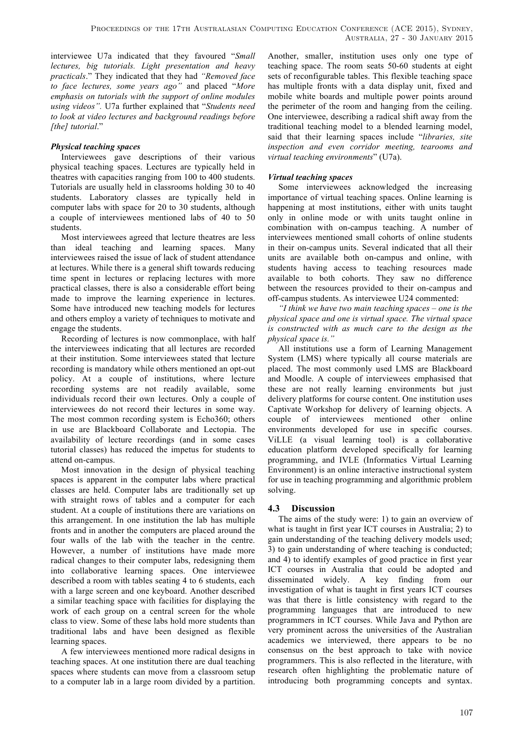interviewee U7a indicated that they favoured "*Small lectures, big tutorials. Light presentation and heavy practicals*." They indicated that they had *"Removed face to face lectures, some years ago"* and placed "*More emphasis on tutorials with the support of online modules using videos"*. U7a further explained that "*Students need to look at video lectures and background readings before [the] tutorial*."

***Physical teaching spaces***

Interviewees gave descriptions of their various physical teaching spaces. Lectures are typically held in theatres with capacities ranging from 100 to 400 students. Tutorials are usually held in classrooms holding 30 to 40 students. Laboratory classes are typically held in computer labs with space for 20 to 30 students, although a couple of interviewees mentioned labs of 40 to 50 students.

Most interviewees agreed that lecture theatres are less than ideal teaching and learning spaces. Many interviewees raised the issue of lack of student attendance at lectures. While there is a general shift towards reducing time spent in lectures or replacing lectures with more practical classes, there is also a considerable effort being made to improve the learning experience in lectures. Some have introduced new teaching models for lectures and others employ a variety of techniques to motivate and engage the students.

Recording of lectures is now commonplace, with half the interviewees indicating that all lectures are recorded at their institution. Some interviewees stated that lecture recording is mandatory while others mentioned an opt-out policy. At a couple of institutions, where lecture recording systems are not readily available, some individuals record their own lectures. Only a couple of interviewees do not record their lectures in some way. The most common recording system is Echo360; others in use are Blackboard Collaborate and Lectopia. The availability of lecture recordings (and in some cases tutorial classes) has reduced the impetus for students to attend on-campus.

Most innovation in the design of physical teaching spaces is apparent in the computer labs where practical classes are held. Computer labs are traditionally set up with straight rows of tables and a computer for each student. At a couple of institutions there are variations on this arrangement. In one institution the lab has multiple fronts and in another the computers are placed around the four walls of the lab with the teacher in the centre. However, a number of institutions have made more radical changes to their computer labs, redesigning them into collaborative learning spaces. One interviewee described a room with tables seating 4 to 6 students, each with a large screen and one keyboard. Another described a similar teaching space with facilities for displaying the work of each group on a central screen for the whole class to view. Some of these labs hold more students than traditional labs and have been designed as flexible learning spaces.

A few interviewees mentioned more radical designs in teaching spaces. At one institution there are dual teaching spaces where students can move from a classroom setup to a computer lab in a large room divided by a partition. Another, smaller, institution uses only one type of teaching space. The room seats 50-60 students at eight sets of reconfigurable tables. This flexible teaching space has multiple fronts with a data display unit, fixed and mobile white boards and multiple power points around the perimeter of the room and hanging from the ceiling. One interviewee, describing a radical shift away from the traditional teaching model to a blended learning model, said that their learning spaces include "*libraries, site inspection and even corridor meeting, tearooms and virtual teaching environments*" (U7a).

***Virtual teaching spaces***

Some interviewees acknowledged the increasing importance of virtual teaching spaces. Online learning is happening at most institutions, either with units taught only in online mode or with units taught online in combination with on-campus teaching. A number of interviewees mentioned small cohorts of online students in their on-campus units. Several indicated that all their units are available both on-campus and online, with students having access to teaching resources made available to both cohorts. They saw no difference between the resources provided to their on-campus and off-campus students. As interviewee U24 commented:

*"I think we have two main teaching spaces – one is the physical space and one is virtual space. The virtual space is constructed with as much care to the design as the physical space is."*

All institutions use a form of Learning Management System (LMS) where typically all course materials are placed. The most commonly used LMS are Blackboard and Moodle. A couple of interviewees emphasised that these are not really learning environments but just delivery platforms for course content. One institution uses Captivate Workshop for delivery of learning objects. A couple of interviewees mentioned other online environments developed for use in specific courses. ViLLE (a visual learning tool) is a collaborative education platform developed specifically for learning programming, and IVLE (Informatics Virtual Learning Environment) is an online interactive instructional system for use in teaching programming and algorithmic problem solving.

### 4.3 Discussion

The aims of the study were: 1) to gain an overview of what is taught in first year ICT courses in Australia; 2) to gain understanding of the teaching delivery models used; 3) to gain understanding of where teaching is conducted; and 4) to identify examples of good practice in first year ICT courses in Australia that could be adopted and disseminated widely. A key finding from our investigation of what is taught in first years ICT courses was that there is little consistency with regard to the programming languages that are introduced to new programmers in ICT courses. While Java and Python are very prominent across the universities of the Australian academics we interviewed, there appears to be no consensus on the best approach to take with novice programmers. This is also reflected in the literature, with research often highlighting the problematic nature of introducing both programming concepts and syntax.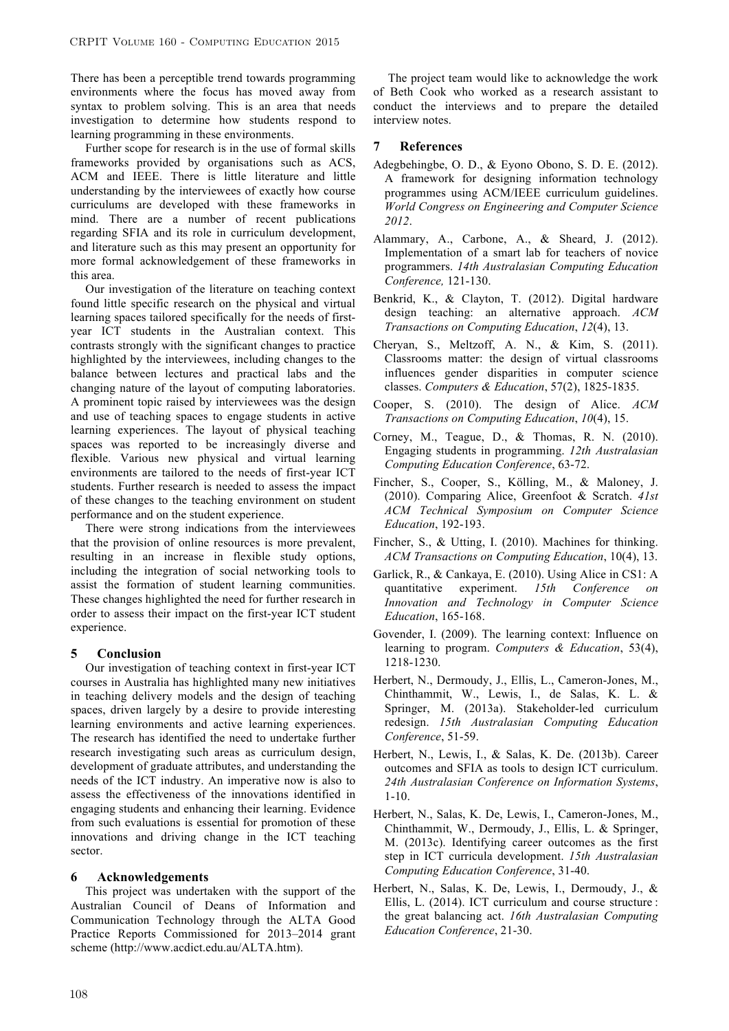There has been a perceptible trend towards programming environments where the focus has moved away from syntax to problem solving. This is an area that needs investigation to determine how students respond to learning programming in these environments.

Further scope for research is in the use of formal skills frameworks provided by organisations such as ACS, ACM and IEEE. There is little literature and little understanding by the interviewees of exactly how course curriculums are developed with these frameworks in mind. There are a number of recent publications regarding SFIA and its role in curriculum development, and literature such as this may present an opportunity for more formal acknowledgement of these frameworks in this area.

Our investigation of the literature on teaching context found little specific research on the physical and virtual learning spaces tailored specifically for the needs of first-year ICT students in the Australian context. This contrasts strongly with the significant changes to practice highlighted by the interviewees, including changes to the balance between lectures and practical labs and the changing nature of the layout of computing laboratories. A prominent topic raised by interviewees was the design and use of teaching spaces to engage students in active learning experiences. The layout of physical teaching spaces was reported to be increasingly diverse and flexible. Various new physical and virtual learning environments are tailored to the needs of first-year ICT students. Further research is needed to assess the impact of these changes to the teaching environment on student performance and on the student experience.

There were strong indications from the interviewees that the provision of online resources is more prevalent, resulting in an increase in flexible study options, including the integration of social networking tools to assist the formation of student learning communities. These changes highlighted the need for further research in order to assess their impact on the first-year ICT student experience.

## 5 Conclusion

Our investigation of teaching context in first-year ICT courses in Australia has highlighted many new initiatives in teaching delivery models and the design of teaching spaces, driven largely by a desire to provide interesting learning environments and active learning experiences. The research has identified the need to undertake further research investigating such areas as curriculum design, development of graduate attributes, and understanding the needs of the ICT industry. An imperative now is also to assess the effectiveness of the innovations identified in engaging students and enhancing their learning. Evidence from such evaluations is essential for promotion of these innovations and driving change in the ICT teaching sector.

## 6 Acknowledgements

This project was undertaken with the support of the Australian Council of Deans of Information and Communication Technology through the ALTA Good Practice Reports Commissioned for 2013–2014 grant scheme (http://www.acdict.edu.au/ALTA.htm).

The project team would like to acknowledge the work of Beth Cook who worked as a research assistant to conduct the interviews and to prepare the detailed interview notes.

## 7 References

Adegbehingbe, O. D., & Eyono Obono, S. D. E. (2012). A framework for designing information technology programmes using ACM/IEEE curriculum guidelines. *World Congress on Engineering and Computer Science 2012*.

Alammary, A., Carbone, A., & Sheard, J. (2012). Implementation of a smart lab for teachers of novice programmers. *14th Australasian Computing Education Conference,* 121-130.

Benkrid, K., & Clayton, T. (2012). Digital hardware design teaching: an alternative approach. *ACM Transactions on Computing Education*, *12*(4), 13.

Cheryan, S., Meltzoff, A. N., & Kim, S. (2011). Classrooms matter: the design of virtual classrooms influences gender disparities in computer science classes. *Computers & Education*, 57(2), 1825-1835.

Cooper, S. (2010). The design of Alice. *ACM Transactions on Computing Education*, *10*(4), 15.

Corney, M., Teague, D., & Thomas, R. N. (2010). Engaging students in programming. *12th Australasian Computing Education Conference*, 63-72.

Fincher, S., Cooper, S., Kölling, M., & Maloney, J. (2010). Comparing Alice, Greenfoot & Scratch. *41st ACM Technical Symposium on Computer Science Education*, 192-193.

Fincher, S., & Utting, I. (2010). Machines for thinking. *ACM Transactions on Computing Education*, 10(4), 13.

Garlick, R., & Cankaya, E. (2010). Using Alice in CS1: A quantitative experiment. *15th Conference on Innovation and Technology in Computer Science Education*, 165-168.

Govender, I. (2009). The learning context: Influence on learning to program. *Computers & Education*, 53(4), 1218-1230.

Herbert, N., Dermoudy, J., Ellis, L., Cameron-Jones, M., Chinthammit, W., Lewis, I., de Salas, K. L. & Springer, M. (2013a). Stakeholder-led curriculum redesign. *15th Australasian Computing Education Conference*, 51-59.

Herbert, N., Lewis, I., & Salas, K. De. (2013b). Career outcomes and SFIA as tools to design ICT curriculum. *24th Australasian Conference on Information Systems*, 1-10.

Herbert, N., Salas, K. De, Lewis, I., Cameron-Jones, M., Chinthammit, W., Dermoudy, J., Ellis, L. & Springer, M. (2013c). Identifying career outcomes as the first step in ICT curricula development. *15th Australasian Computing Education Conference*, 31-40.

Herbert, N., Salas, K. De, Lewis, I., Dermoudy, J., & Ellis, L. (2014). ICT curriculum and course structure : the great balancing act. *16th Australasian Computing Education Conference*, 21-30.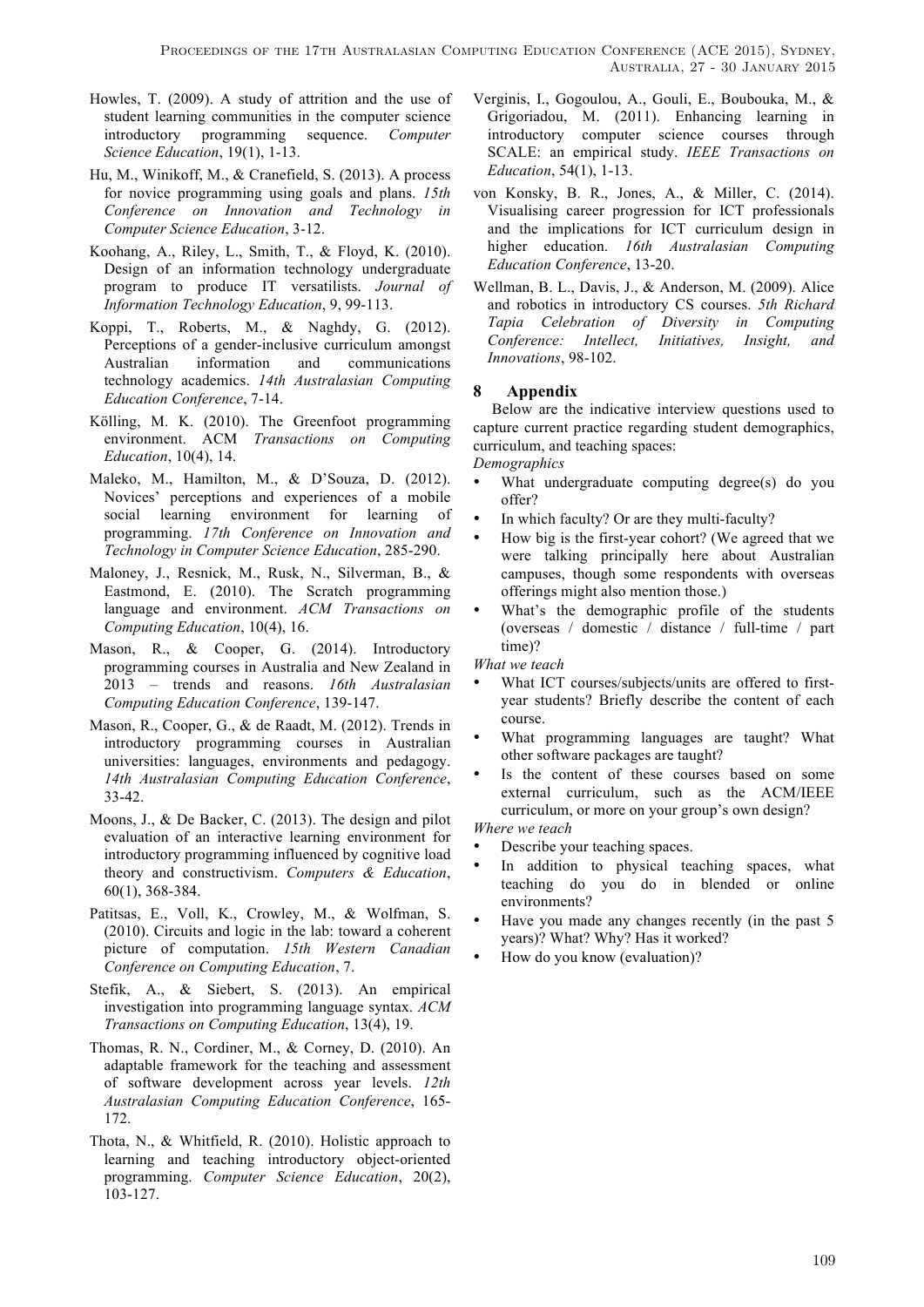Howles, T. (2009). A study of attrition and the use of student learning communities in the computer science introductory programming sequence. *Computer Science Education*, 19(1), 1-13.

Hu, M., Winikoff, M., & Cranefield, S. (2013). A process for novice programming using goals and plans. *15th Conference on Innovation and Technology in Computer Science Education*, 3-12.

Koohang, A., Riley, L., Smith, T., & Floyd, K. (2010). Design of an information technology undergraduate program to produce IT versatilists. *Journal of Information Technology Education*, 9, 99-113.

Koppi, T., Roberts, M., & Naghdy, G. (2012). Perceptions of a gender-inclusive curriculum amongst Australian information and communications technology academics. *14th Australasian Computing Education Conference*, 7-14.

Kölling, M. K. (2010). The Greenfoot programming environment. ACM *Transactions on Computing Education*, 10(4), 14.

Maleko, M., Hamilton, M., & D'Souza, D. (2012). Novices' perceptions and experiences of a mobile social learning environment for learning of programming. *17th Conference on Innovation and Technology in Computer Science Education*, 285-290.

Maloney, J., Resnick, M., Rusk, N., Silverman, B., & Eastmond, E. (2010). The Scratch programming language and environment. *ACM Transactions on Computing Education*, 10(4), 16.

Mason, R., & Cooper, G. (2014). Introductory programming courses in Australia and New Zealand in 2013 – trends and reasons. *16th Australasian Computing Education Conference*, 139-147.

Mason, R., Cooper, G., & de Raadt, M. (2012). Trends in introductory programming courses in Australian universities: languages, environments and pedagogy. *14th Australasian Computing Education Conference*, 33-42.

Moons, J., & De Backer, C. (2013). The design and pilot evaluation of an interactive learning environment for introductory programming influenced by cognitive load theory and constructivism. *Computers & Education*, 60(1), 368-384.

Patitsas, E., Voll, K., Crowley, M., & Wolfman, S. (2010). Circuits and logic in the lab: toward a coherent picture of computation. *15th Western Canadian Conference on Computing Education*, 7.

Stefik, A., & Siebert, S. (2013). An empirical investigation into programming language syntax. *ACM Transactions on Computing Education*, 13(4), 19.

Thomas, R. N., Cordiner, M., & Corney, D. (2010). An adaptable framework for the teaching and assessment of software development across year levels. *12th Australasian Computing Education Conference*, 165-172.

Thota, N., & Whitfield, R. (2010). Holistic approach to learning and teaching introductory object-oriented programming. *Computer Science Education*, 20(2), 103-127.

Verginis, I., Gogoulou, A., Gouli, E., Boubouka, M., & Grigoriadou, M. (2011). Enhancing learning in introductory computer science courses through SCALE: an empirical study. *IEEE Transactions on Education*, 54(1), 1-13.

von Konsky, B. R., Jones, A., & Miller, C. (2014). Visualising career progression for ICT professionals and the implications for ICT curriculum design in higher education. *16th Australasian Computing Education Conference*, 13-20.

Wellman, B. L., Davis, J., & Anderson, M. (2009). Alice and robotics in introductory CS courses. *5th Richard Tapia Celebration of Diversity in Computing Conference: Intellect, Initiatives, Insight, and Innovations*, 98-102.

## 8 Appendix

Below are the indicative interview questions used to capture current practice regarding student demographics, curriculum, and teaching spaces:

*Demographics*

- What undergraduate computing degree(s) do you offer?
- In which faculty? Or are they multi-faculty?
- How big is the first-year cohort? (We agreed that we were talking principally here about Australian campuses, though some respondents with overseas offerings might also mention those.)
- What's the demographic profile of the students (overseas / domestic / distance / full-time / part time)?

*What we teach*

- What ICT courses/subjects/units are offered to first-year students? Briefly describe the content of each course.
- What programming languages are taught? What other software packages are taught?
- Is the content of these courses based on some external curriculum, such as the ACM/IEEE curriculum, or more on your group's own design?

*Where we teach*

- Describe your teaching spaces.
- In addition to physical teaching spaces, what teaching do you do in blended or online environments?
- Have you made any changes recently (in the past 5 years)? What? Why? Has it worked?
- How do you know (evaluation)?